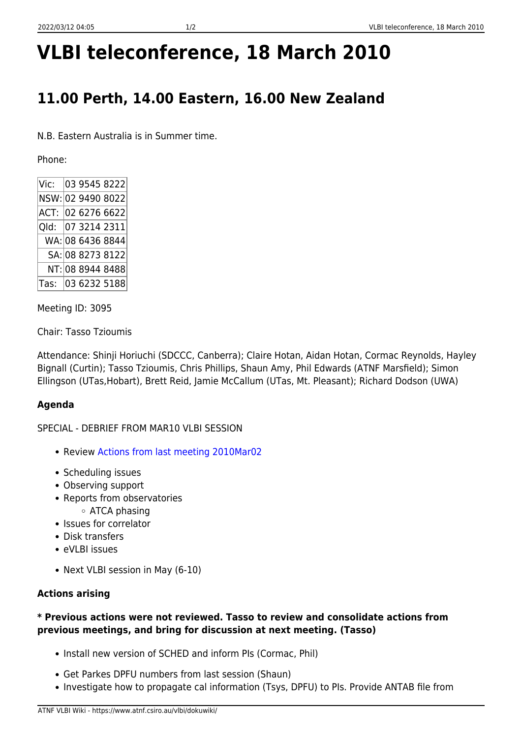# VLBI teleconference, 18 March 2010

## 11.00 Perth, 14.00 Eastern, 16.00 New Zealand

N.B. Eastern Australia is in Summer time.

Phone:

| | |
|---|---|
| Vic: | 03 9545 8222 |
| NSW: | 02 9490 8022 |
| ACT: | 02 6276 6622 |
| Qld: | 07 3214 2311 |
| WA: | 08 6436 8844 |
| SA: | 08 8273 8122 |
| NT: | 08 8944 8488 |
| Tas: | 03 6232 5188 |

Meeting ID: 3095

Chair: Tasso Tzioumis

Attendance: Shinji Horiuchi (SDCCC, Canberra); Claire Hotan, Aidan Hotan, Cormac Reynolds, Hayley Bignall (Curtin); Tasso Tzioumis, Chris Phillips, Shaun Amy, Phil Edwards (ATNF Marsfield); Simon Ellingson (UTas,Hobart), Brett Reid, Jamie McCallum (UTas, Mt. Pleasant); Richard Dodson (UWA)

**Agenda**

SPECIAL - DEBRIEF FROM MAR10 VLBI SESSION

- Review Actions from last meeting 2010Mar02
- Scheduling issues
- Observing support
- Reports from observatories
  - ATCA phasing
- Issues for correlator
- Disk transfers
- eVLBI issues
- Next VLBI session in May (6-10)

**Actions arising**

**\* Previous actions were not reviewed. Tasso to review and consolidate actions from previous meetings, and bring for discussion at next meeting. (Tasso)**

- Install new version of SCHED and inform PIs (Cormac, Phil)
- Get Parkes DPFU numbers from last session (Shaun)
- Investigate how to propagate cal information (Tsys, DPFU) to PIs. Provide ANTAB file from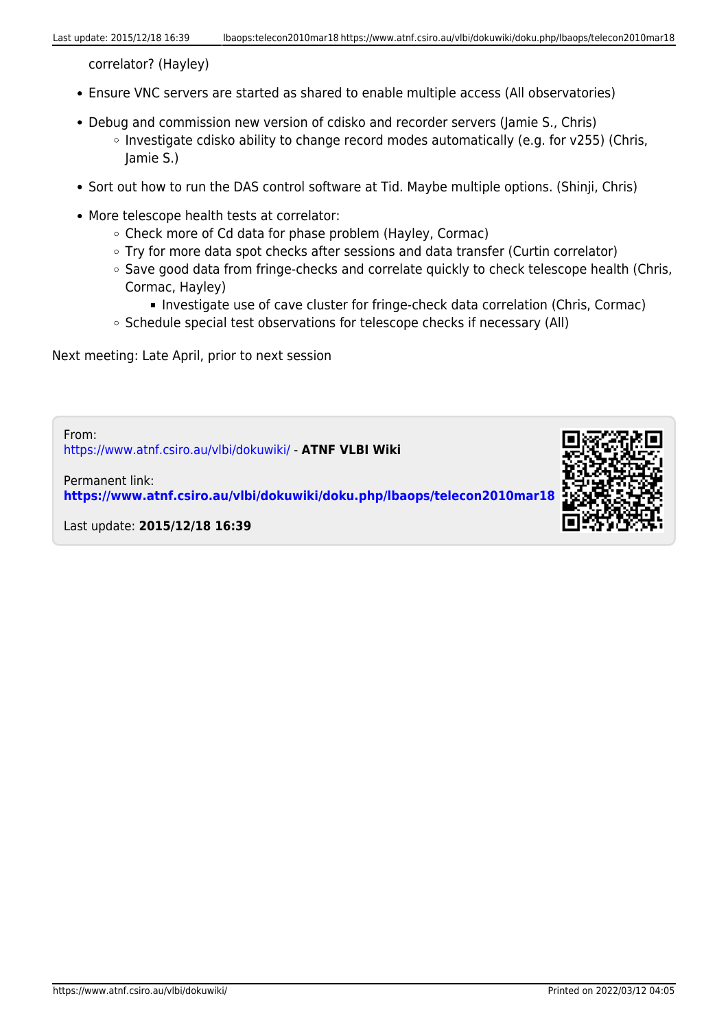correlator? (Hayley)

- Ensure VNC servers are started as shared to enable multiple access (All observatories)

- Debug and commission new version of cdisko and recorder servers (Jamie S., Chris)
  - Investigate cdisko ability to change record modes automatically (e.g. for v255) (Chris, Jamie S.)

- Sort out how to run the DAS control software at Tid. Maybe multiple options. (Shinji, Chris)

- More telescope health tests at correlator:
  - Check more of Cd data for phase problem (Hayley, Cormac)
  - Try for more data spot checks after sessions and data transfer (Curtin correlator)
  - Save good data from fringe-checks and correlate quickly to check telescope health (Chris, Cormac, Hayley)
    - Investigate use of cave cluster for fringe-check data correlation (Chris, Cormac)
  - Schedule special test observations for telescope checks if necessary (All)

Next meeting: Late April, prior to next session

From:
https://www.atnf.csiro.au/vlbi/dokuwiki/ - **ATNF VLBI Wiki**

Permanent link:
**https://www.atnf.csiro.au/vlbi/dokuwiki/doku.php/lbaops/telecon2010mar18**

Last update: **2015/12/18 16:39**